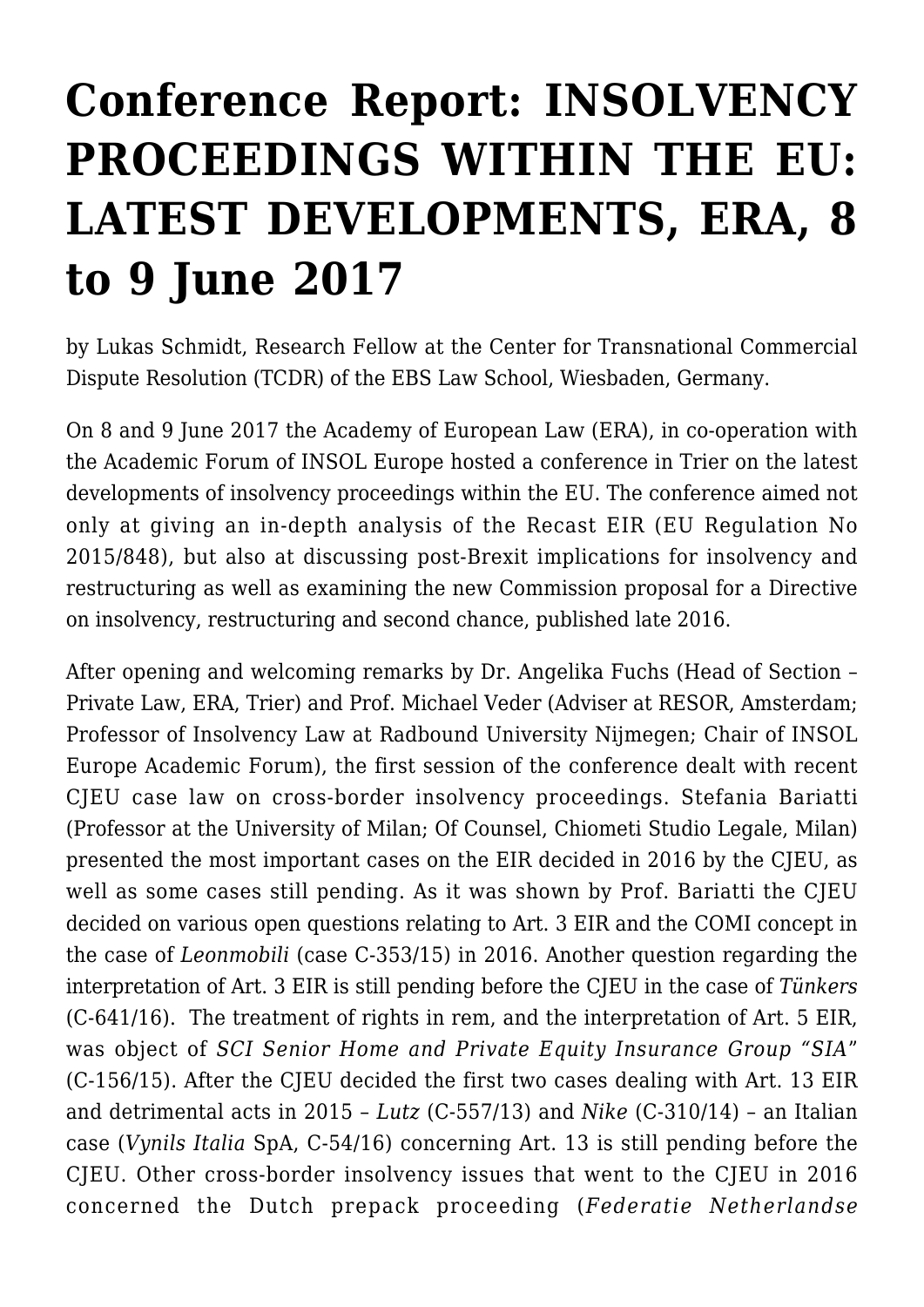# Conference Report: INSOLVENCY PROCEEDINGS WITHIN THE EU: LATEST DEVELOPMENTS, ERA, 8 to 9 June 2017

by Lukas Schmidt, Research Fellow at the Center for Transnational Commercial Dispute Resolution (TCDR) of the EBS Law School, Wiesbaden, Germany.

On 8 and 9 June 2017 the Academy of European Law (ERA), in co-operation with the Academic Forum of INSOL Europe hosted a conference in Trier on the latest developments of insolvency proceedings within the EU. The conference aimed not only at giving an in-depth analysis of the Recast EIR (EU Regulation No 2015/848), but also at discussing post-Brexit implications for insolvency and restructuring as well as examining the new Commission proposal for a Directive on insolvency, restructuring and second chance, published late 2016.

After opening and welcoming remarks by Dr. Angelika Fuchs (Head of Section – Private Law, ERA, Trier) and Prof. Michael Veder (Adviser at RESOR, Amsterdam; Professor of Insolvency Law at Radbound University Nijmegen; Chair of INSOL Europe Academic Forum), the first session of the conference dealt with recent CJEU case law on cross-border insolvency proceedings. Stefania Bariatti (Professor at the University of Milan; Of Counsel, Chiometi Studio Legale, Milan) presented the most important cases on the EIR decided in 2016 by the CJEU, as well as some cases still pending. As it was shown by Prof. Bariatti the CJEU decided on various open questions relating to Art. 3 EIR and the COMI concept in the case of *Leonmobili* (case C-353/15) in 2016. Another question regarding the interpretation of Art. 3 EIR is still pending before the CJEU in the case of *Tünkers* (C-641/16). The treatment of rights in rem, and the interpretation of Art. 5 EIR, was object of *SCI Senior Home and Private Equity Insurance Group "SIA"* (C-156/15). After the CJEU decided the first two cases dealing with Art. 13 EIR and detrimental acts in 2015 – *Lutz* (C-557/13) and *Nike* (C-310/14) – an Italian case (*Vynils Italia* SpA, C-54/16) concerning Art. 13 is still pending before the CJEU. Other cross-border insolvency issues that went to the CJEU in 2016 concerned the Dutch prepack proceeding (*Federatie Netherlandse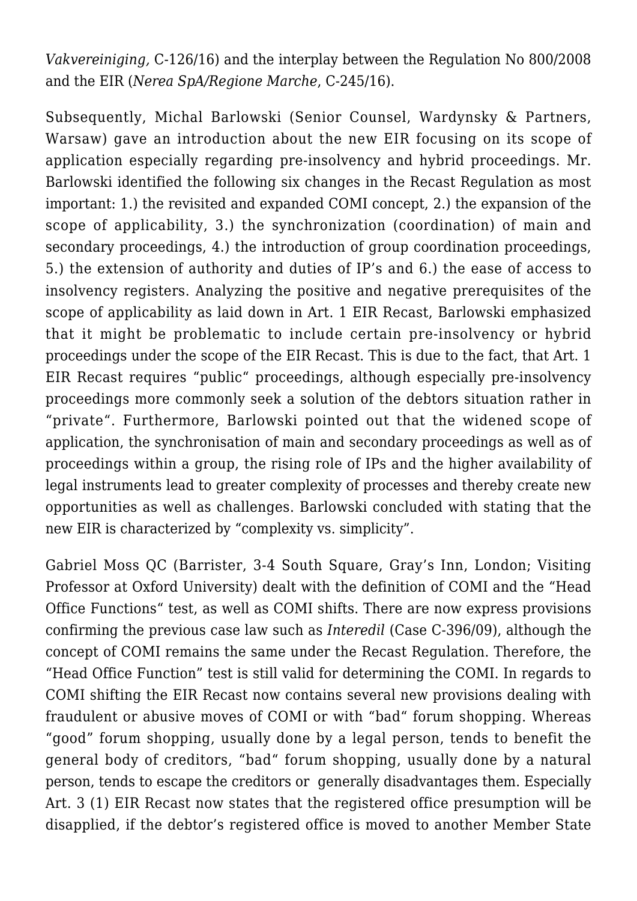*Vakvereiniging,* C-126/16) and the interplay between the Regulation No 800/2008 and the EIR (*Nerea SpA/Regione Marche*, C-245/16).

Subsequently, Michal Barlowski (Senior Counsel, Wardynsky & Partners, Warsaw) gave an introduction about the new EIR focusing on its scope of application especially regarding pre-insolvency and hybrid proceedings. Mr. Barlowski identified the following six changes in the Recast Regulation as most important: 1.) the revisited and expanded COMI concept, 2.) the expansion of the scope of applicability, 3.) the synchronization (coordination) of main and secondary proceedings, 4.) the introduction of group coordination proceedings, 5.) the extension of authority and duties of IP's and 6.) the ease of access to insolvency registers. Analyzing the positive and negative prerequisites of the scope of applicability as laid down in Art. 1 EIR Recast, Barlowski emphasized that it might be problematic to include certain pre-insolvency or hybrid proceedings under the scope of the EIR Recast. This is due to the fact, that Art. 1 EIR Recast requires "public" proceedings, although especially pre-insolvency proceedings more commonly seek a solution of the debtors situation rather in "private". Furthermore, Barlowski pointed out that the widened scope of application, the synchronisation of main and secondary proceedings as well as of proceedings within a group, the rising role of IPs and the higher availability of legal instruments lead to greater complexity of processes and thereby create new opportunities as well as challenges. Barlowski concluded with stating that the new EIR is characterized by "complexity vs. simplicity".

Gabriel Moss QC (Barrister, 3-4 South Square, Gray's Inn, London; Visiting Professor at Oxford University) dealt with the definition of COMI and the "Head Office Functions" test, as well as COMI shifts. There are now express provisions confirming the previous case law such as *Interedil* (Case C-396/09), although the concept of COMI remains the same under the Recast Regulation. Therefore, the "Head Office Function" test is still valid for determining the COMI. In regards to COMI shifting the EIR Recast now contains several new provisions dealing with fraudulent or abusive moves of COMI or with "bad" forum shopping. Whereas "good" forum shopping, usually done by a legal person, tends to benefit the general body of creditors, "bad" forum shopping, usually done by a natural person, tends to escape the creditors or generally disadvantages them. Especially Art. 3 (1) EIR Recast now states that the registered office presumption will be disapplied, if the debtor's registered office is moved to another Member State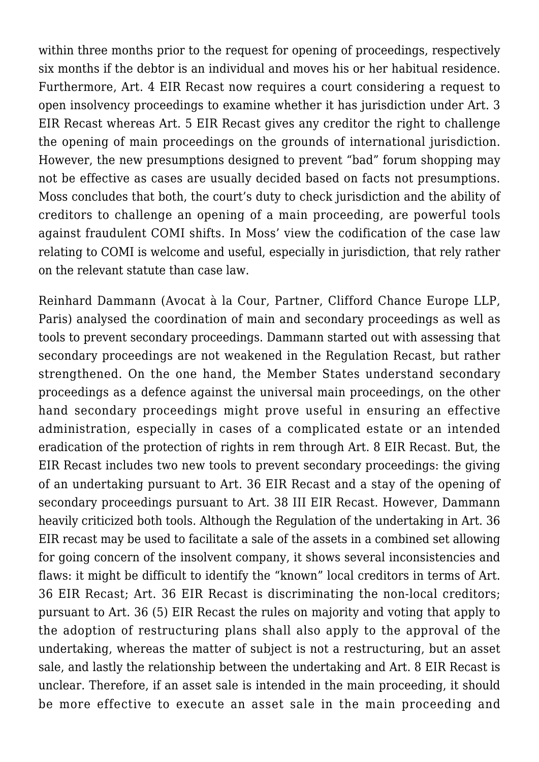within three months prior to the request for opening of proceedings, respectively six months if the debtor is an individual and moves his or her habitual residence. Furthermore, Art. 4 EIR Recast now requires a court considering a request to open insolvency proceedings to examine whether it has jurisdiction under Art. 3 EIR Recast whereas Art. 5 EIR Recast gives any creditor the right to challenge the opening of main proceedings on the grounds of international jurisdiction. However, the new presumptions designed to prevent "bad" forum shopping may not be effective as cases are usually decided based on facts not presumptions. Moss concludes that both, the court's duty to check jurisdiction and the ability of creditors to challenge an opening of a main proceeding, are powerful tools against fraudulent COMI shifts. In Moss' view the codification of the case law relating to COMI is welcome and useful, especially in jurisdiction, that rely rather on the relevant statute than case law.

Reinhard Dammann (Avocat à la Cour, Partner, Clifford Chance Europe LLP, Paris) analysed the coordination of main and secondary proceedings as well as tools to prevent secondary proceedings. Dammann started out with assessing that secondary proceedings are not weakened in the Regulation Recast, but rather strengthened. On the one hand, the Member States understand secondary proceedings as a defence against the universal main proceedings, on the other hand secondary proceedings might prove useful in ensuring an effective administration, especially in cases of a complicated estate or an intended eradication of the protection of rights in rem through Art. 8 EIR Recast. But, the EIR Recast includes two new tools to prevent secondary proceedings: the giving of an undertaking pursuant to Art. 36 EIR Recast and a stay of the opening of secondary proceedings pursuant to Art. 38 III EIR Recast. However, Dammann heavily criticized both tools. Although the Regulation of the undertaking in Art. 36 EIR recast may be used to facilitate a sale of the assets in a combined set allowing for going concern of the insolvent company, it shows several inconsistencies and flaws: it might be difficult to identify the "known" local creditors in terms of Art. 36 EIR Recast; Art. 36 EIR Recast is discriminating the non-local creditors; pursuant to Art. 36 (5) EIR Recast the rules on majority and voting that apply to the adoption of restructuring plans shall also apply to the approval of the undertaking, whereas the matter of subject is not a restructuring, but an asset sale, and lastly the relationship between the undertaking and Art. 8 EIR Recast is unclear. Therefore, if an asset sale is intended in the main proceeding, it should be more effective to execute an asset sale in the main proceeding and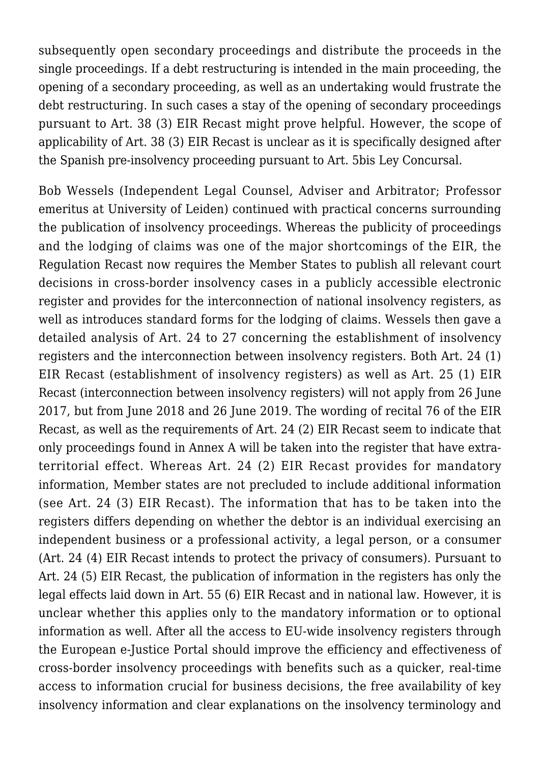subsequently open secondary proceedings and distribute the proceeds in the single proceedings. If a debt restructuring is intended in the main proceeding, the opening of a secondary proceeding, as well as an undertaking would frustrate the debt restructuring. In such cases a stay of the opening of secondary proceedings pursuant to Art. 38 (3) EIR Recast might prove helpful. However, the scope of applicability of Art. 38 (3) EIR Recast is unclear as it is specifically designed after the Spanish pre-insolvency proceeding pursuant to Art. 5bis Ley Concursal.

Bob Wessels (Independent Legal Counsel, Adviser and Arbitrator; Professor emeritus at University of Leiden) continued with practical concerns surrounding the publication of insolvency proceedings. Whereas the publicity of proceedings and the lodging of claims was one of the major shortcomings of the EIR, the Regulation Recast now requires the Member States to publish all relevant court decisions in cross-border insolvency cases in a publicly accessible electronic register and provides for the interconnection of national insolvency registers, as well as introduces standard forms for the lodging of claims. Wessels then gave a detailed analysis of Art. 24 to 27 concerning the establishment of insolvency registers and the interconnection between insolvency registers. Both Art. 24 (1) EIR Recast (establishment of insolvency registers) as well as Art. 25 (1) EIR Recast (interconnection between insolvency registers) will not apply from 26 June 2017, but from June 2018 and 26 June 2019. The wording of recital 76 of the EIR Recast, as well as the requirements of Art. 24 (2) EIR Recast seem to indicate that only proceedings found in Annex A will be taken into the register that have extra-territorial effect. Whereas Art. 24 (2) EIR Recast provides for mandatory information, Member states are not precluded to include additional information (see Art. 24 (3) EIR Recast). The information that has to be taken into the registers differs depending on whether the debtor is an individual exercising an independent business or a professional activity, a legal person, or a consumer (Art. 24 (4) EIR Recast intends to protect the privacy of consumers). Pursuant to Art. 24 (5) EIR Recast, the publication of information in the registers has only the legal effects laid down in Art. 55 (6) EIR Recast and in national law. However, it is unclear whether this applies only to the mandatory information or to optional information as well. After all the access to EU-wide insolvency registers through the European e-Justice Portal should improve the efficiency and effectiveness of cross-border insolvency proceedings with benefits such as a quicker, real-time access to information crucial for business decisions, the free availability of key insolvency information and clear explanations on the insolvency terminology and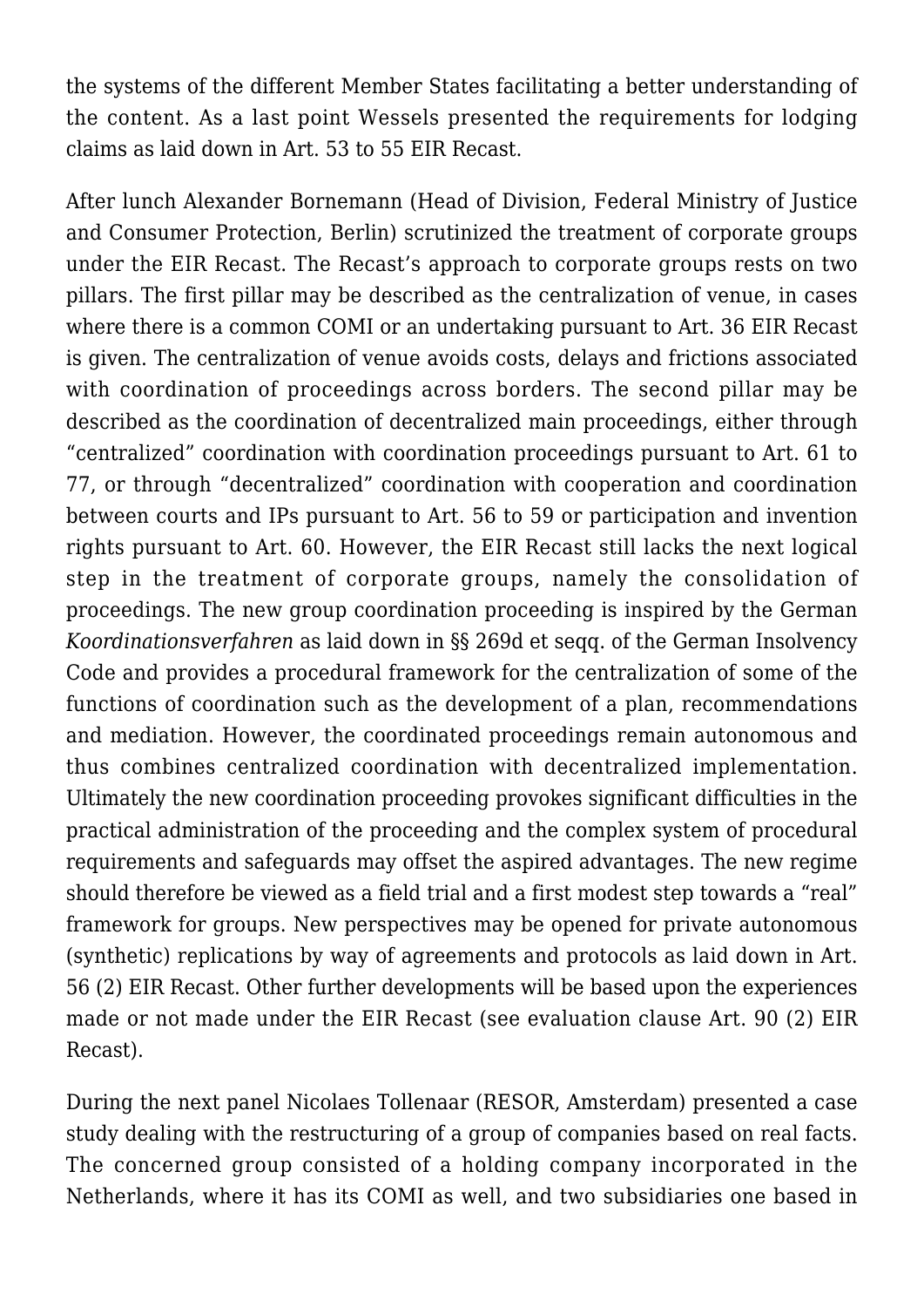the systems of the different Member States facilitating a better understanding of the content. As a last point Wessels presented the requirements for lodging claims as laid down in Art. 53 to 55 EIR Recast.

After lunch Alexander Bornemann (Head of Division, Federal Ministry of Justice and Consumer Protection, Berlin) scrutinized the treatment of corporate groups under the EIR Recast. The Recast's approach to corporate groups rests on two pillars. The first pillar may be described as the centralization of venue, in cases where there is a common COMI or an undertaking pursuant to Art. 36 EIR Recast is given. The centralization of venue avoids costs, delays and frictions associated with coordination of proceedings across borders. The second pillar may be described as the coordination of decentralized main proceedings, either through "centralized" coordination with coordination proceedings pursuant to Art. 61 to 77, or through "decentralized" coordination with cooperation and coordination between courts and IPs pursuant to Art. 56 to 59 or participation and invention rights pursuant to Art. 60. However, the EIR Recast still lacks the next logical step in the treatment of corporate groups, namely the consolidation of proceedings. The new group coordination proceeding is inspired by the German *Koordinationsverfahren* as laid down in §§ 269d et seqq. of the German Insolvency Code and provides a procedural framework for the centralization of some of the functions of coordination such as the development of a plan, recommendations and mediation. However, the coordinated proceedings remain autonomous and thus combines centralized coordination with decentralized implementation. Ultimately the new coordination proceeding provokes significant difficulties in the practical administration of the proceeding and the complex system of procedural requirements and safeguards may offset the aspired advantages. The new regime should therefore be viewed as a field trial and a first modest step towards a "real" framework for groups. New perspectives may be opened for private autonomous (synthetic) replications by way of agreements and protocols as laid down in Art. 56 (2) EIR Recast. Other further developments will be based upon the experiences made or not made under the EIR Recast (see evaluation clause Art. 90 (2) EIR Recast).

During the next panel Nicolaes Tollenaar (RESOR, Amsterdam) presented a case study dealing with the restructuring of a group of companies based on real facts. The concerned group consisted of a holding company incorporated in the Netherlands, where it has its COMI as well, and two subsidiaries one based in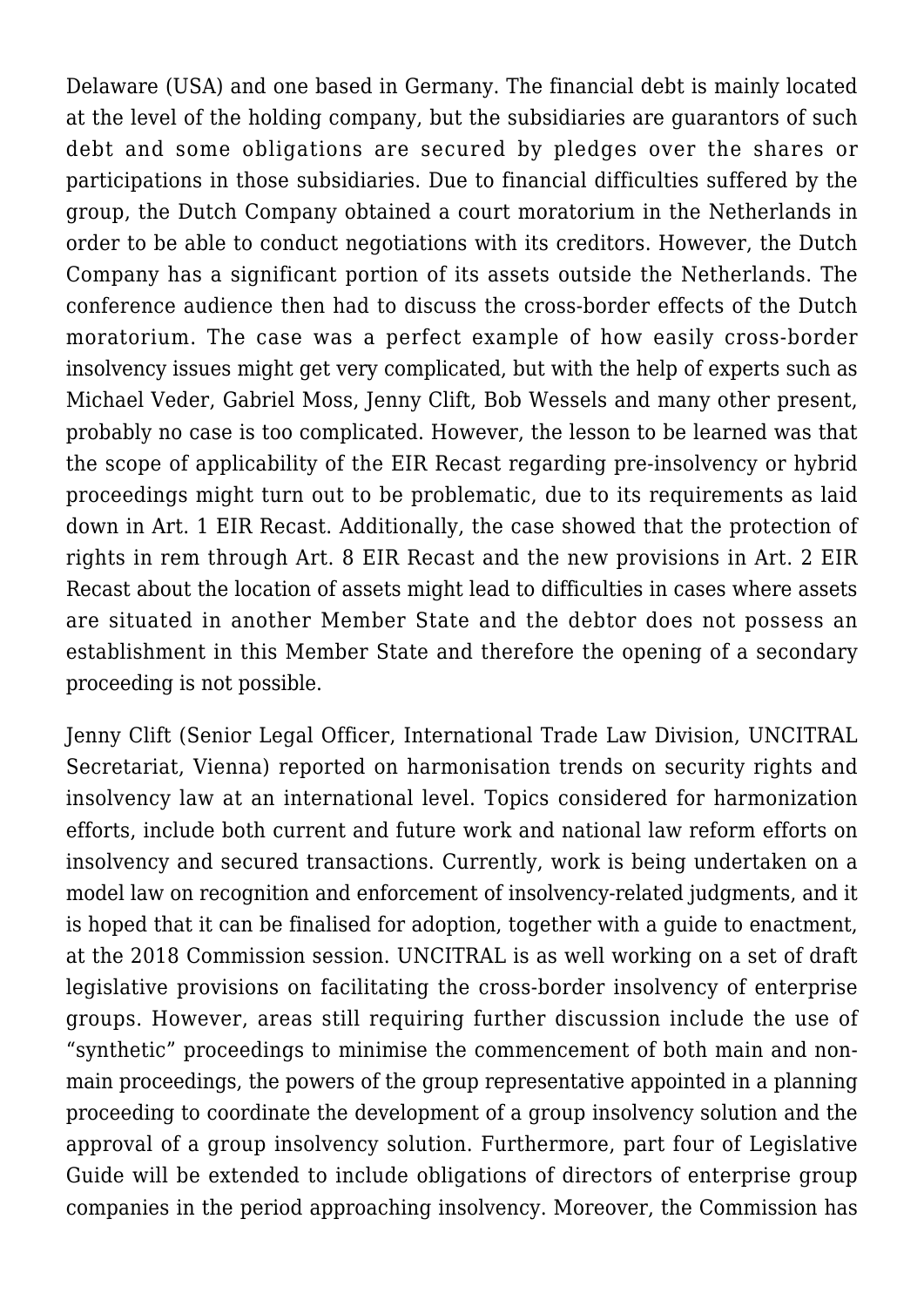Delaware (USA) and one based in Germany. The financial debt is mainly located at the level of the holding company, but the subsidiaries are guarantors of such debt and some obligations are secured by pledges over the shares or participations in those subsidiaries. Due to financial difficulties suffered by the group, the Dutch Company obtained a court moratorium in the Netherlands in order to be able to conduct negotiations with its creditors. However, the Dutch Company has a significant portion of its assets outside the Netherlands. The conference audience then had to discuss the cross-border effects of the Dutch moratorium. The case was a perfect example of how easily cross-border insolvency issues might get very complicated, but with the help of experts such as Michael Veder, Gabriel Moss, Jenny Clift, Bob Wessels and many other present, probably no case is too complicated. However, the lesson to be learned was that the scope of applicability of the EIR Recast regarding pre-insolvency or hybrid proceedings might turn out to be problematic, due to its requirements as laid down in Art. 1 EIR Recast. Additionally, the case showed that the protection of rights in rem through Art. 8 EIR Recast and the new provisions in Art. 2 EIR Recast about the location of assets might lead to difficulties in cases where assets are situated in another Member State and the debtor does not possess an establishment in this Member State and therefore the opening of a secondary proceeding is not possible.

Jenny Clift (Senior Legal Officer, International Trade Law Division, UNCITRAL Secretariat, Vienna) reported on harmonisation trends on security rights and insolvency law at an international level. Topics considered for harmonization efforts, include both current and future work and national law reform efforts on insolvency and secured transactions. Currently, work is being undertaken on a model law on recognition and enforcement of insolvency-related judgments, and it is hoped that it can be finalised for adoption, together with a guide to enactment, at the 2018 Commission session. UNCITRAL is as well working on a set of draft legislative provisions on facilitating the cross-border insolvency of enterprise groups. However, areas still requiring further discussion include the use of "synthetic" proceedings to minimise the commencement of both main and non-main proceedings, the powers of the group representative appointed in a planning proceeding to coordinate the development of a group insolvency solution and the approval of a group insolvency solution. Furthermore, part four of Legislative Guide will be extended to include obligations of directors of enterprise group companies in the period approaching insolvency. Moreover, the Commission has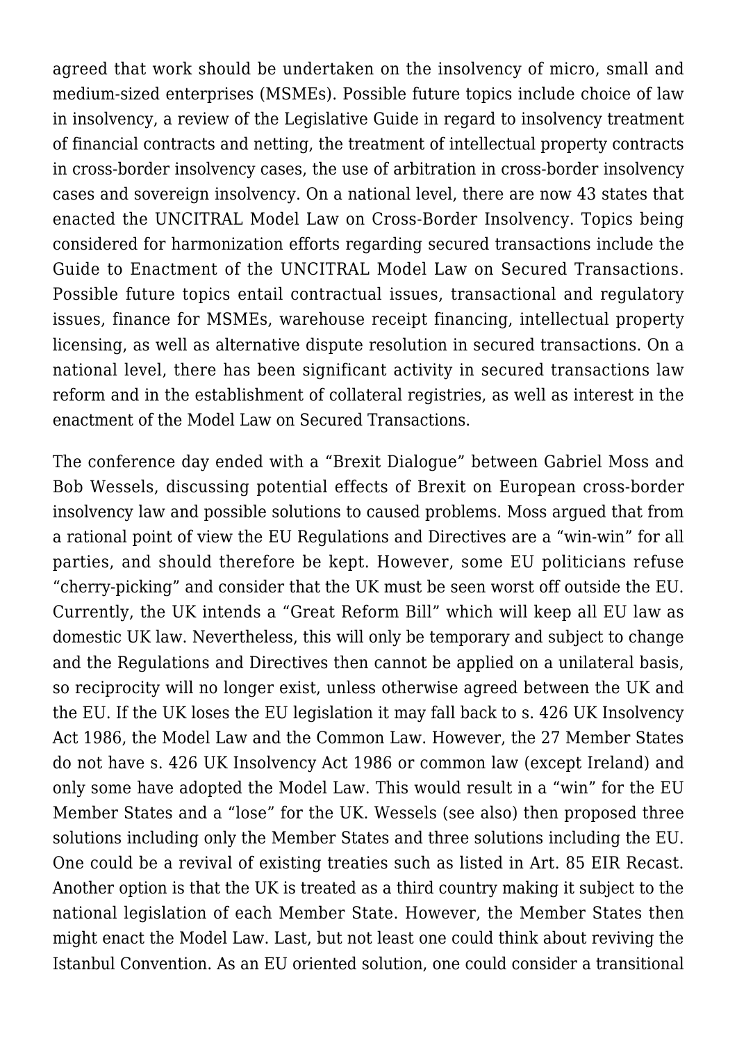agreed that work should be undertaken on the insolvency of micro, small and medium-sized enterprises (MSMEs). Possible future topics include choice of law in insolvency, a review of the Legislative Guide in regard to insolvency treatment of financial contracts and netting, the treatment of intellectual property contracts in cross-border insolvency cases, the use of arbitration in cross-border insolvency cases and sovereign insolvency. On a national level, there are now 43 states that enacted the UNCITRAL Model Law on Cross-Border Insolvency. Topics being considered for harmonization efforts regarding secured transactions include the Guide to Enactment of the UNCITRAL Model Law on Secured Transactions. Possible future topics entail contractual issues, transactional and regulatory issues, finance for MSMEs, warehouse receipt financing, intellectual property licensing, as well as alternative dispute resolution in secured transactions. On a national level, there has been significant activity in secured transactions law reform and in the establishment of collateral registries, as well as interest in the enactment of the Model Law on Secured Transactions.

The conference day ended with a "Brexit Dialogue" between Gabriel Moss and Bob Wessels, discussing potential effects of Brexit on European cross-border insolvency law and possible solutions to caused problems. Moss argued that from a rational point of view the EU Regulations and Directives are a "win-win" for all parties, and should therefore be kept. However, some EU politicians refuse "cherry-picking" and consider that the UK must be seen worst off outside the EU. Currently, the UK intends a "Great Reform Bill" which will keep all EU law as domestic UK law. Nevertheless, this will only be temporary and subject to change and the Regulations and Directives then cannot be applied on a unilateral basis, so reciprocity will no longer exist, unless otherwise agreed between the UK and the EU. If the UK loses the EU legislation it may fall back to s. 426 UK Insolvency Act 1986, the Model Law and the Common Law. However, the 27 Member States do not have s. 426 UK Insolvency Act 1986 or common law (except Ireland) and only some have adopted the Model Law. This would result in a "win" for the EU Member States and a "lose" for the UK. Wessels (see also) then proposed three solutions including only the Member States and three solutions including the EU. One could be a revival of existing treaties such as listed in Art. 85 EIR Recast. Another option is that the UK is treated as a third country making it subject to the national legislation of each Member State. However, the Member States then might enact the Model Law. Last, but not least one could think about reviving the Istanbul Convention. As an EU oriented solution, one could consider a transitional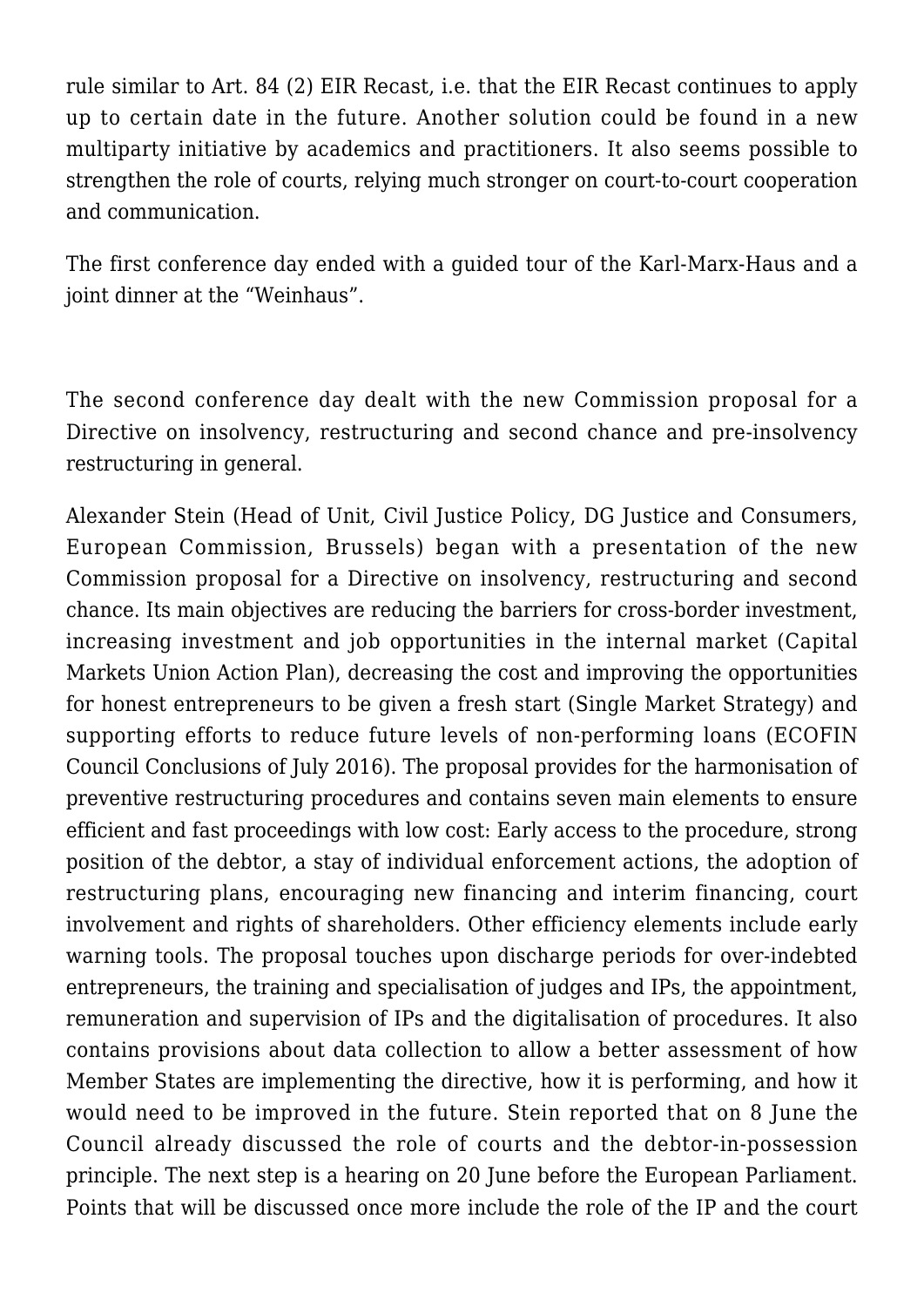rule similar to Art. 84 (2) EIR Recast, i.e. that the EIR Recast continues to apply up to certain date in the future. Another solution could be found in a new multiparty initiative by academics and practitioners. It also seems possible to strengthen the role of courts, relying much stronger on court-to-court cooperation and communication.

The first conference day ended with a guided tour of the Karl-Marx-Haus and a joint dinner at the "Weinhaus".

The second conference day dealt with the new Commission proposal for a Directive on insolvency, restructuring and second chance and pre-insolvency restructuring in general.

Alexander Stein (Head of Unit, Civil Justice Policy, DG Justice and Consumers, European Commission, Brussels) began with a presentation of the new Commission proposal for a Directive on insolvency, restructuring and second chance. Its main objectives are reducing the barriers for cross-border investment, increasing investment and job opportunities in the internal market (Capital Markets Union Action Plan), decreasing the cost and improving the opportunities for honest entrepreneurs to be given a fresh start (Single Market Strategy) and supporting efforts to reduce future levels of non-performing loans (ECOFIN Council Conclusions of July 2016). The proposal provides for the harmonisation of preventive restructuring procedures and contains seven main elements to ensure efficient and fast proceedings with low cost: Early access to the procedure, strong position of the debtor, a stay of individual enforcement actions, the adoption of restructuring plans, encouraging new financing and interim financing, court involvement and rights of shareholders. Other efficiency elements include early warning tools. The proposal touches upon discharge periods for over-indebted entrepreneurs, the training and specialisation of judges and IPs, the appointment, remuneration and supervision of IPs and the digitalisation of procedures. It also contains provisions about data collection to allow a better assessment of how Member States are implementing the directive, how it is performing, and how it would need to be improved in the future. Stein reported that on 8 June the Council already discussed the role of courts and the debtor-in-possession principle. The next step is a hearing on 20 June before the European Parliament. Points that will be discussed once more include the role of the IP and the court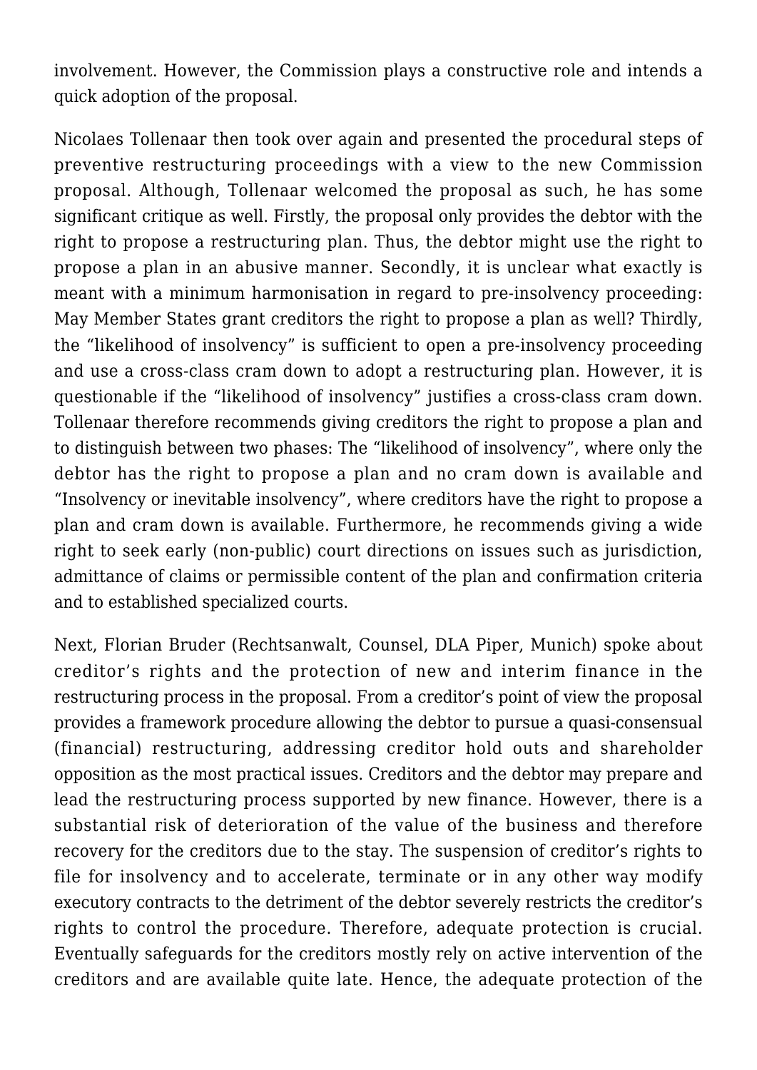involvement. However, the Commission plays a constructive role and intends a quick adoption of the proposal.

Nicolaes Tollenaar then took over again and presented the procedural steps of preventive restructuring proceedings with a view to the new Commission proposal. Although, Tollenaar welcomed the proposal as such, he has some significant critique as well. Firstly, the proposal only provides the debtor with the right to propose a restructuring plan. Thus, the debtor might use the right to propose a plan in an abusive manner. Secondly, it is unclear what exactly is meant with a minimum harmonisation in regard to pre-insolvency proceeding: May Member States grant creditors the right to propose a plan as well? Thirdly, the "likelihood of insolvency" is sufficient to open a pre-insolvency proceeding and use a cross-class cram down to adopt a restructuring plan. However, it is questionable if the "likelihood of insolvency" justifies a cross-class cram down. Tollenaar therefore recommends giving creditors the right to propose a plan and to distinguish between two phases: The "likelihood of insolvency", where only the debtor has the right to propose a plan and no cram down is available and "Insolvency or inevitable insolvency", where creditors have the right to propose a plan and cram down is available. Furthermore, he recommends giving a wide right to seek early (non-public) court directions on issues such as jurisdiction, admittance of claims or permissible content of the plan and confirmation criteria and to established specialized courts.

Next, Florian Bruder (Rechtsanwalt, Counsel, DLA Piper, Munich) spoke about creditor's rights and the protection of new and interim finance in the restructuring process in the proposal. From a creditor's point of view the proposal provides a framework procedure allowing the debtor to pursue a quasi-consensual (financial) restructuring, addressing creditor hold outs and shareholder opposition as the most practical issues. Creditors and the debtor may prepare and lead the restructuring process supported by new finance. However, there is a substantial risk of deterioration of the value of the business and therefore recovery for the creditors due to the stay. The suspension of creditor's rights to file for insolvency and to accelerate, terminate or in any other way modify executory contracts to the detriment of the debtor severely restricts the creditor's rights to control the procedure. Therefore, adequate protection is crucial. Eventually safeguards for the creditors mostly rely on active intervention of the creditors and are available quite late. Hence, the adequate protection of the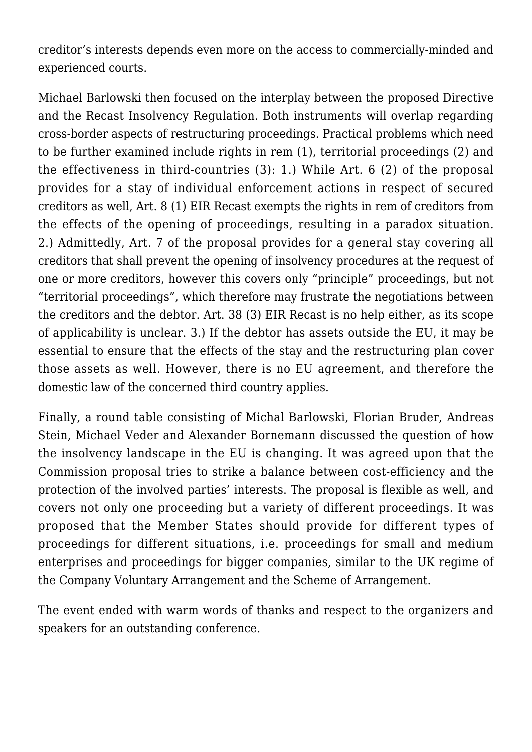creditor's interests depends even more on the access to commercially-minded and experienced courts.

Michael Barlowski then focused on the interplay between the proposed Directive and the Recast Insolvency Regulation. Both instruments will overlap regarding cross-border aspects of restructuring proceedings. Practical problems which need to be further examined include rights in rem (1), territorial proceedings (2) and the effectiveness in third-countries (3): 1.) While Art. 6 (2) of the proposal provides for a stay of individual enforcement actions in respect of secured creditors as well, Art. 8 (1) EIR Recast exempts the rights in rem of creditors from the effects of the opening of proceedings, resulting in a paradox situation. 2.) Admittedly, Art. 7 of the proposal provides for a general stay covering all creditors that shall prevent the opening of insolvency procedures at the request of one or more creditors, however this covers only "principle" proceedings, but not "territorial proceedings", which therefore may frustrate the negotiations between the creditors and the debtor. Art. 38 (3) EIR Recast is no help either, as its scope of applicability is unclear. 3.) If the debtor has assets outside the EU, it may be essential to ensure that the effects of the stay and the restructuring plan cover those assets as well. However, there is no EU agreement, and therefore the domestic law of the concerned third country applies.

Finally, a round table consisting of Michal Barlowski, Florian Bruder, Andreas Stein, Michael Veder and Alexander Bornemann discussed the question of how the insolvency landscape in the EU is changing. It was agreed upon that the Commission proposal tries to strike a balance between cost-efficiency and the protection of the involved parties' interests. The proposal is flexible as well, and covers not only one proceeding but a variety of different proceedings. It was proposed that the Member States should provide for different types of proceedings for different situations, i.e. proceedings for small and medium enterprises and proceedings for bigger companies, similar to the UK regime of the Company Voluntary Arrangement and the Scheme of Arrangement.

The event ended with warm words of thanks and respect to the organizers and speakers for an outstanding conference.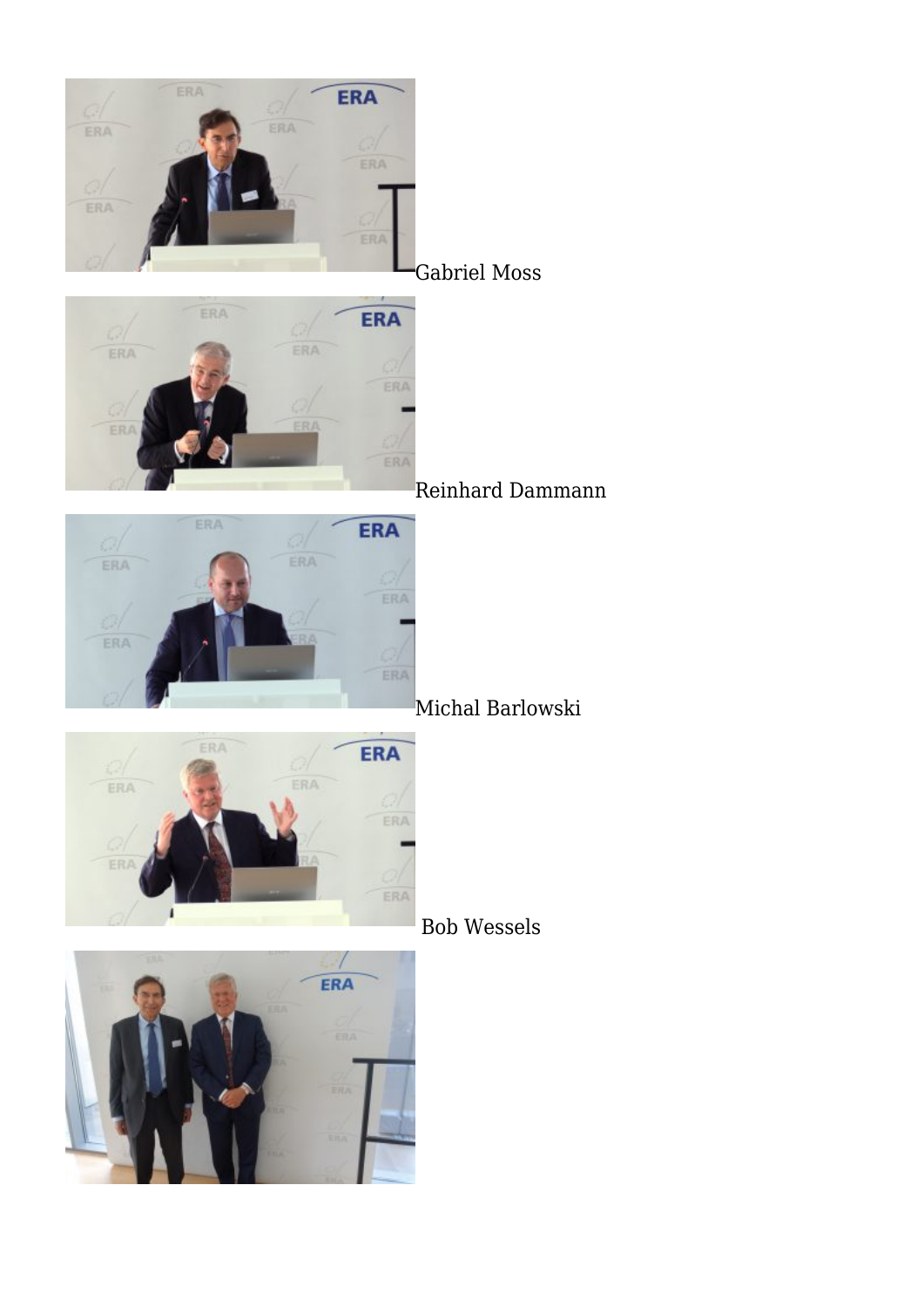Gabriel Moss

Reinhard Dammann

Michal Barlowski

Bob Wessels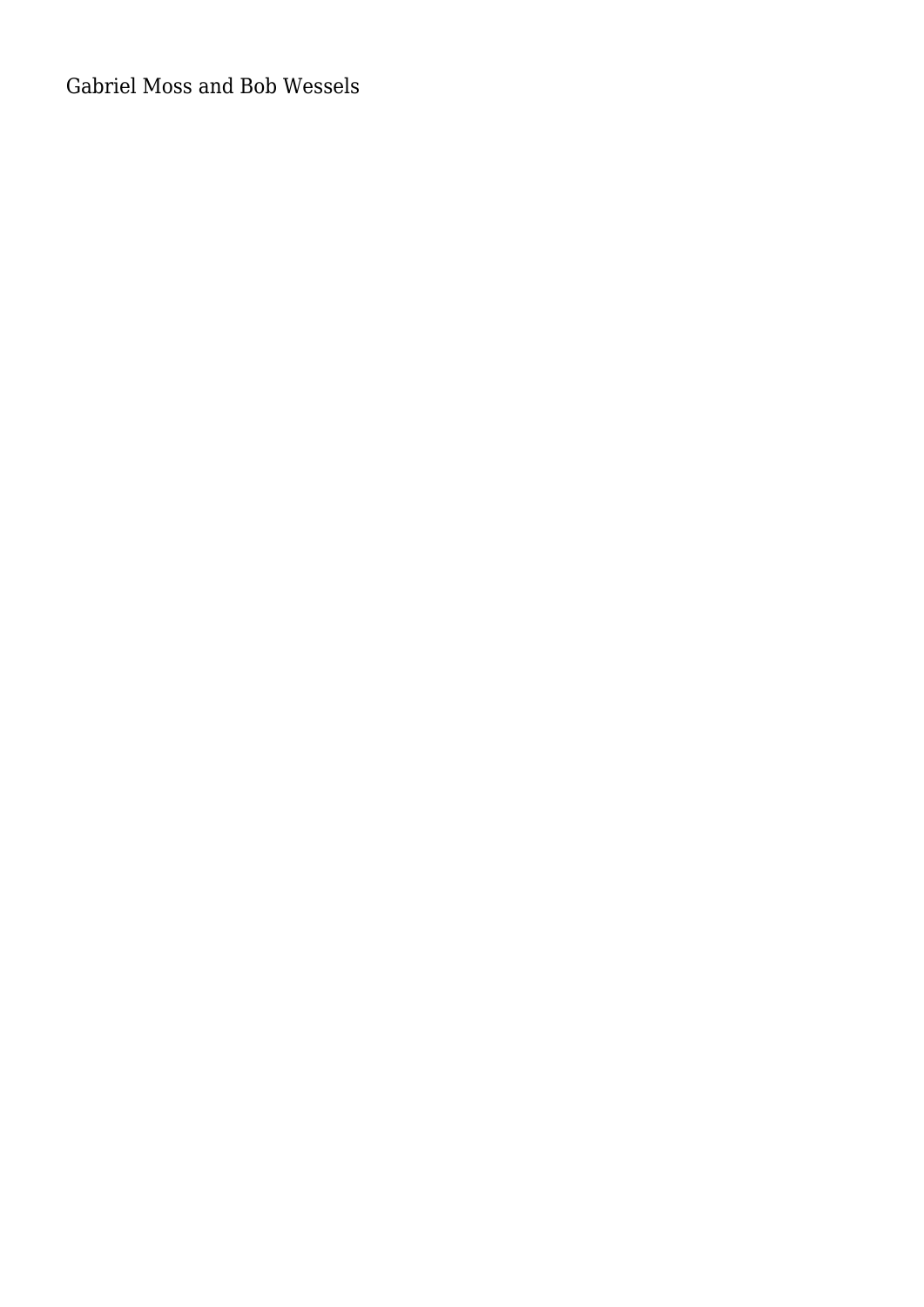Gabriel Moss and Bob Wessels